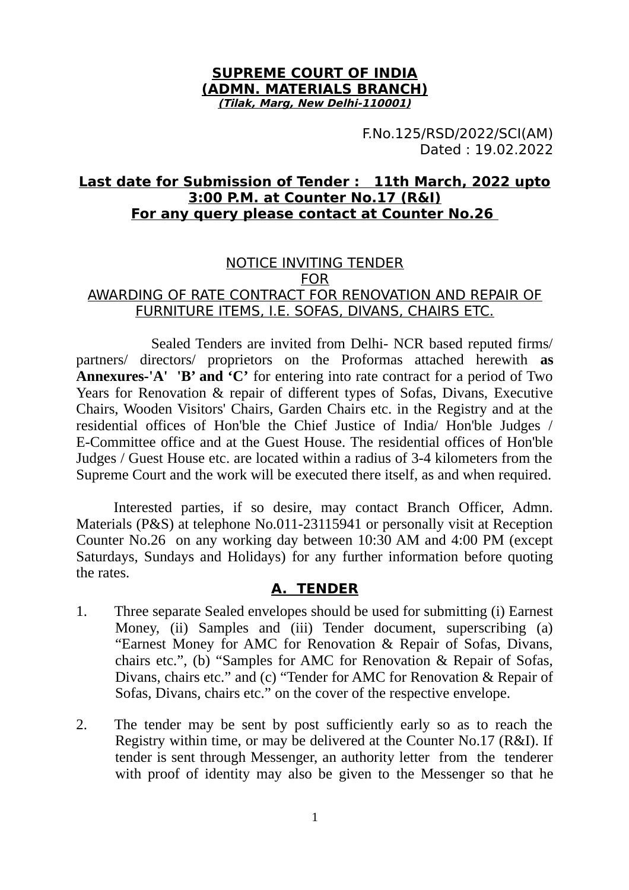**SUPREME COURT OF INDIA**
**(ADMN. MATERIALS BRANCH)**
***(Tilak, Marg, New Delhi-110001)***

F.No.125/RSD/2022/SCI(AM)
Dated : 19.02.2022

**Last date for Submission of Tender : 11th March, 2022 upto 3:00 P.M. at Counter No.17 (R&I)**
**For any query please contact at Counter No.26**

NOTICE INVITING TENDER
FOR
AWARDING OF RATE CONTRACT FOR RENOVATION AND REPAIR OF FURNITURE ITEMS, I.E. SOFAS, DIVANS, CHAIRS ETC.

Sealed Tenders are invited from Delhi- NCR based reputed firms/ partners/ directors/ proprietors on the Proformas attached herewith **as Annexures-'A' 'B' and 'C'** for entering into rate contract for a period of Two Years for Renovation & repair of different types of Sofas, Divans, Executive Chairs, Wooden Visitors' Chairs, Garden Chairs etc. in the Registry and at the residential offices of Hon'ble the Chief Justice of India/ Hon'ble Judges / E-Committee office and at the Guest House. The residential offices of Hon'ble Judges / Guest House etc. are located within a radius of 3-4 kilometers from the Supreme Court and the work will be executed there itself, as and when required.

Interested parties, if so desire, may contact Branch Officer, Admn. Materials (P&S) at telephone No.011-23115941 or personally visit at Reception Counter No.26 on any working day between 10:30 AM and 4:00 PM (except Saturdays, Sundays and Holidays) for any further information before quoting the rates.

## A. TENDER

1. Three separate Sealed envelopes should be used for submitting (i) Earnest Money, (ii) Samples and (iii) Tender document, superscribing (a) "Earnest Money for AMC for Renovation & Repair of Sofas, Divans, chairs etc.", (b) "Samples for AMC for Renovation & Repair of Sofas, Divans, chairs etc." and (c) "Tender for AMC for Renovation & Repair of Sofas, Divans, chairs etc." on the cover of the respective envelope.

2. The tender may be sent by post sufficiently early so as to reach the Registry within time, or may be delivered at the Counter No.17 (R&I). If tender is sent through Messenger, an authority letter from the tenderer with proof of identity may also be given to the Messenger so that he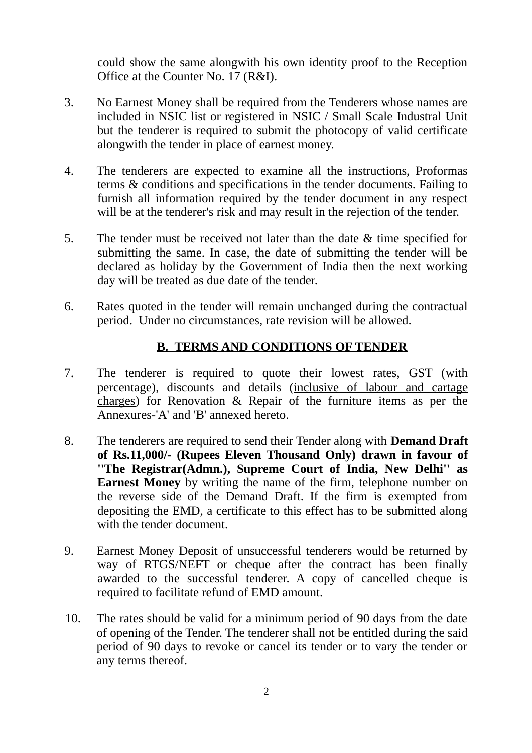could show the same alongwith his own identity proof to the Reception Office at the Counter No. 17 (R&I).

3. No Earnest Money shall be required from the Tenderers whose names are included in NSIC list or registered in NSIC / Small Scale Industral Unit but the tenderer is required to submit the photocopy of valid certificate alongwith the tender in place of earnest money.

4. The tenderers are expected to examine all the instructions, Proformas terms & conditions and specifications in the tender documents. Failing to furnish all information required by the tender document in any respect will be at the tenderer's risk and may result in the rejection of the tender.

5. The tender must be received not later than the date & time specified for submitting the same. In case, the date of submitting the tender will be declared as holiday by the Government of India then the next working day will be treated as due date of the tender.

6. Rates quoted in the tender will remain unchanged during the contractual period. Under no circumstances, rate revision will be allowed.

## B. TERMS AND CONDITIONS OF TENDER

7. The tenderer is required to quote their lowest rates, GST (with percentage), discounts and details (inclusive of labour and cartage charges) for Renovation & Repair of the furniture items as per the Annexures-'A' and 'B' annexed hereto.

8. The tenderers are required to send their Tender along with **Demand Draft of Rs.11,000/- (Rupees Eleven Thousand Only) drawn in favour of "The Registrar(Admn.), Supreme Court of India, New Delhi" as Earnest Money** by writing the name of the firm, telephone number on the reverse side of the Demand Draft. If the firm is exempted from depositing the EMD, a certificate to this effect has to be submitted along with the tender document.

9. Earnest Money Deposit of unsuccessful tenderers would be returned by way of RTGS/NEFT or cheque after the contract has been finally awarded to the successful tenderer. A copy of cancelled cheque is required to facilitate refund of EMD amount.

10. The rates should be valid for a minimum period of 90 days from the date of opening of the Tender. The tenderer shall not be entitled during the said period of 90 days to revoke or cancel its tender or to vary the tender or any terms thereof.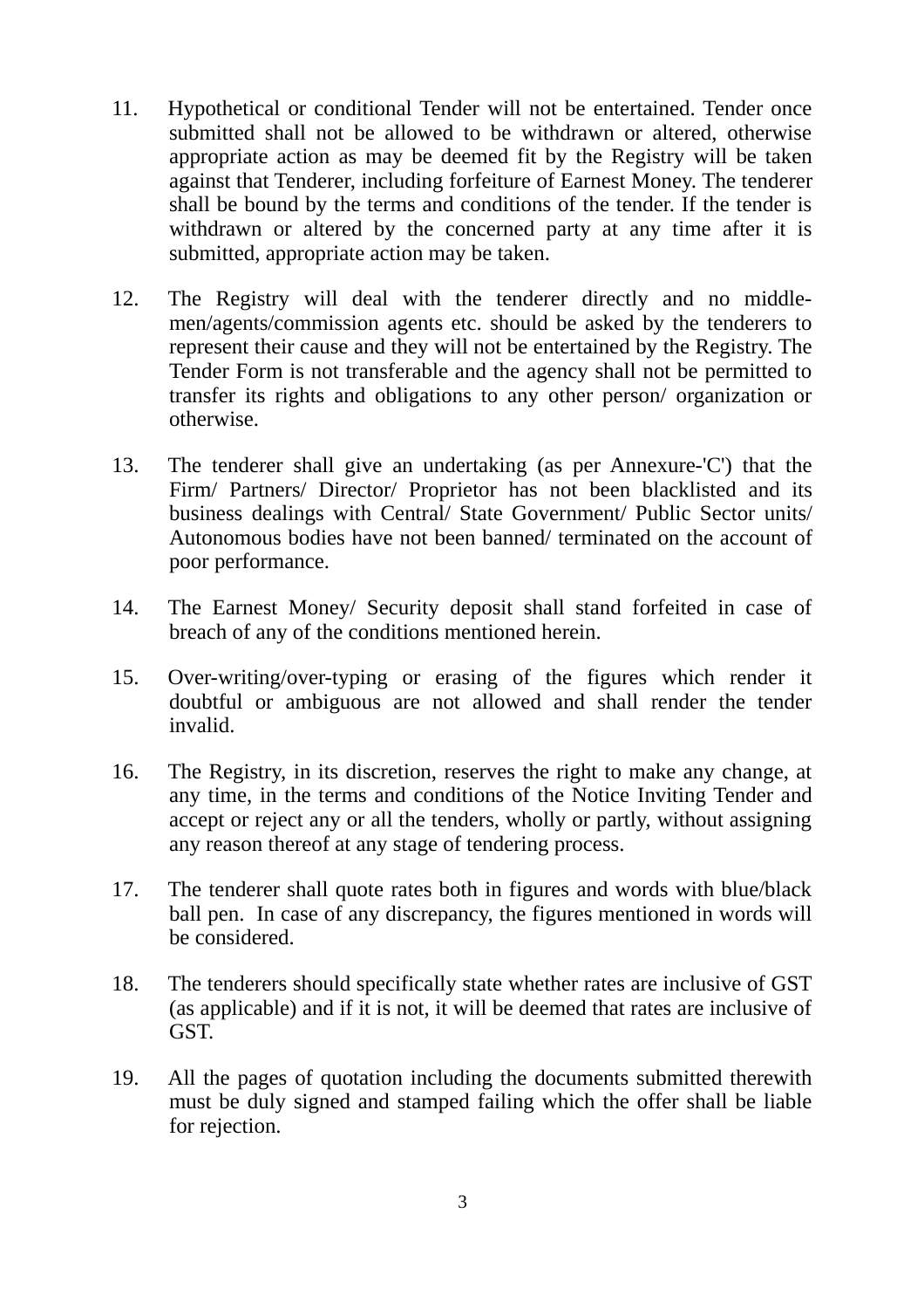11. Hypothetical or conditional Tender will not be entertained. Tender once submitted shall not be allowed to be withdrawn or altered, otherwise appropriate action as may be deemed fit by the Registry will be taken against that Tenderer, including forfeiture of Earnest Money. The tenderer shall be bound by the terms and conditions of the tender. If the tender is withdrawn or altered by the concerned party at any time after it is submitted, appropriate action may be taken.

12. The Registry will deal with the tenderer directly and no middle-men/agents/commission agents etc. should be asked by the tenderers to represent their cause and they will not be entertained by the Registry. The Tender Form is not transferable and the agency shall not be permitted to transfer its rights and obligations to any other person/ organization or otherwise.

13. The tenderer shall give an undertaking (as per Annexure-'C') that the Firm/ Partners/ Director/ Proprietor has not been blacklisted and its business dealings with Central/ State Government/ Public Sector units/ Autonomous bodies have not been banned/ terminated on the account of poor performance.

14. The Earnest Money/ Security deposit shall stand forfeited in case of breach of any of the conditions mentioned herein.

15. Over-writing/over-typing or erasing of the figures which render it doubtful or ambiguous are not allowed and shall render the tender invalid.

16. The Registry, in its discretion, reserves the right to make any change, at any time, in the terms and conditions of the Notice Inviting Tender and accept or reject any or all the tenders, wholly or partly, without assigning any reason thereof at any stage of tendering process.

17. The tenderer shall quote rates both in figures and words with blue/black ball pen. In case of any discrepancy, the figures mentioned in words will be considered.

18. The tenderers should specifically state whether rates are inclusive of GST (as applicable) and if it is not, it will be deemed that rates are inclusive of GST.

19. All the pages of quotation including the documents submitted therewith must be duly signed and stamped failing which the offer shall be liable for rejection.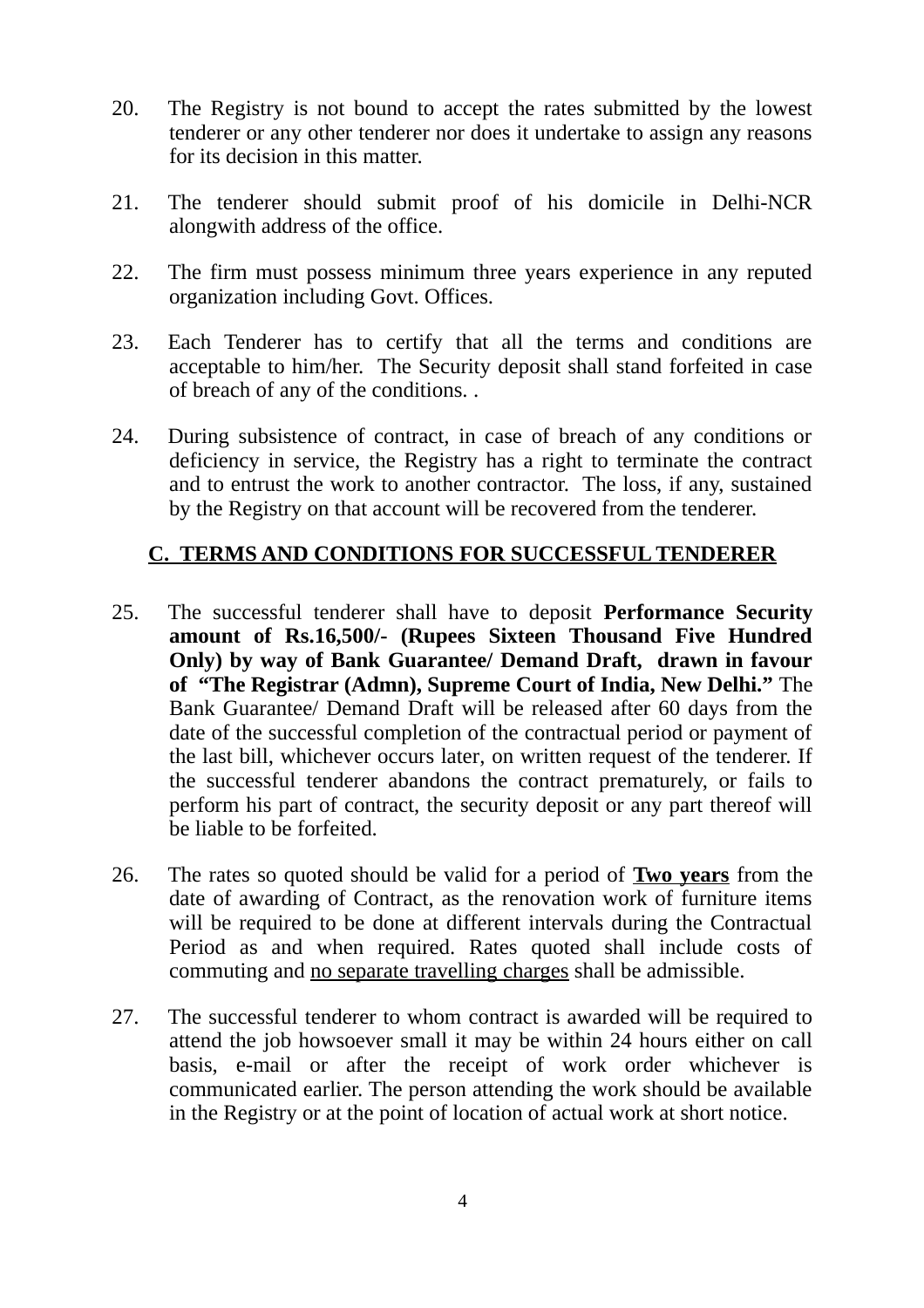20. The Registry is not bound to accept the rates submitted by the lowest tenderer or any other tenderer nor does it undertake to assign any reasons for its decision in this matter.

21. The tenderer should submit proof of his domicile in Delhi-NCR alongwith address of the office.

22. The firm must possess minimum three years experience in any reputed organization including Govt. Offices.

23. Each Tenderer has to certify that all the terms and conditions are acceptable to him/her. The Security deposit shall stand forfeited in case of breach of any of the conditions. .

24. During subsistence of contract, in case of breach of any conditions or deficiency in service, the Registry has a right to terminate the contract and to entrust the work to another contractor. The loss, if any, sustained by the Registry on that account will be recovered from the tenderer.

## C. TERMS AND CONDITIONS FOR SUCCESSFUL TENDERER

25. The successful tenderer shall have to deposit **Performance Security amount of Rs.16,500/- (Rupees Sixteen Thousand Five Hundred Only) by way of Bank Guarantee/ Demand Draft, drawn in favour of "The Registrar (Admn), Supreme Court of India, New Delhi."** The Bank Guarantee/ Demand Draft will be released after 60 days from the date of the successful completion of the contractual period or payment of the last bill, whichever occurs later, on written request of the tenderer. If the successful tenderer abandons the contract prematurely, or fails to perform his part of contract, the security deposit or any part thereof will be liable to be forfeited.

26. The rates so quoted should be valid for a period of **Two years** from the date of awarding of Contract, as the renovation work of furniture items will be required to be done at different intervals during the Contractual Period as and when required. Rates quoted shall include costs of commuting and no separate travelling charges shall be admissible.

27. The successful tenderer to whom contract is awarded will be required to attend the job howsoever small it may be within 24 hours either on call basis, e-mail or after the receipt of work order whichever is communicated earlier. The person attending the work should be available in the Registry or at the point of location of actual work at short notice.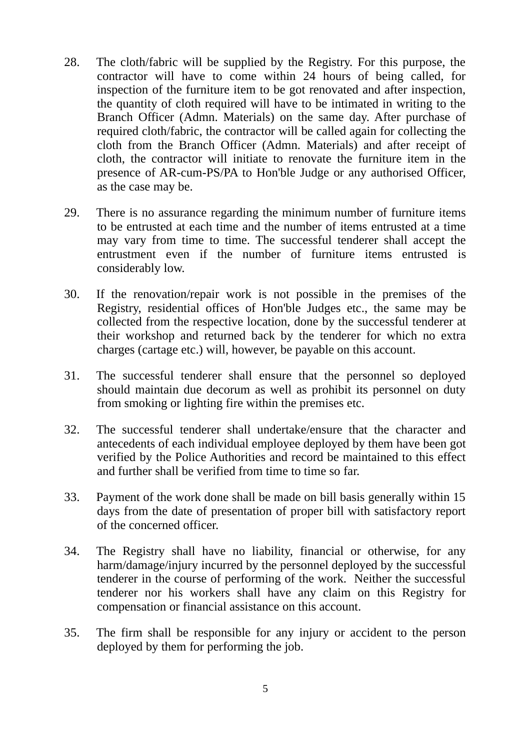28. The cloth/fabric will be supplied by the Registry. For this purpose, the contractor will have to come within 24 hours of being called, for inspection of the furniture item to be got renovated and after inspection, the quantity of cloth required will have to be intimated in writing to the Branch Officer (Admn. Materials) on the same day. After purchase of required cloth/fabric, the contractor will be called again for collecting the cloth from the Branch Officer (Admn. Materials) and after receipt of cloth, the contractor will initiate to renovate the furniture item in the presence of AR-cum-PS/PA to Hon'ble Judge or any authorised Officer, as the case may be.

29. There is no assurance regarding the minimum number of furniture items to be entrusted at each time and the number of items entrusted at a time may vary from time to time. The successful tenderer shall accept the entrustment even if the number of furniture items entrusted is considerably low.

30. If the renovation/repair work is not possible in the premises of the Registry, residential offices of Hon'ble Judges etc., the same may be collected from the respective location, done by the successful tenderer at their workshop and returned back by the tenderer for which no extra charges (cartage etc.) will, however, be payable on this account.

31. The successful tenderer shall ensure that the personnel so deployed should maintain due decorum as well as prohibit its personnel on duty from smoking or lighting fire within the premises etc.

32. The successful tenderer shall undertake/ensure that the character and antecedents of each individual employee deployed by them have been got verified by the Police Authorities and record be maintained to this effect and further shall be verified from time to time so far.

33. Payment of the work done shall be made on bill basis generally within 15 days from the date of presentation of proper bill with satisfactory report of the concerned officer.

34. The Registry shall have no liability, financial or otherwise, for any harm/damage/injury incurred by the personnel deployed by the successful tenderer in the course of performing of the work. Neither the successful tenderer nor his workers shall have any claim on this Registry for compensation or financial assistance on this account.

35. The firm shall be responsible for any injury or accident to the person deployed by them for performing the job.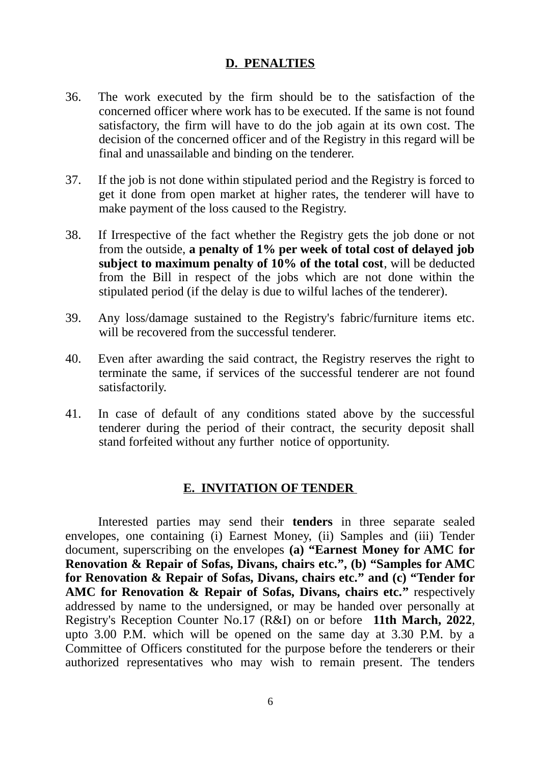## D. PENALTIES

36. The work executed by the firm should be to the satisfaction of the concerned officer where work has to be executed. If the same is not found satisfactory, the firm will have to do the job again at its own cost. The decision of the concerned officer and of the Registry in this regard will be final and unassailable and binding on the tenderer.

37. If the job is not done within stipulated period and the Registry is forced to get it done from open market at higher rates, the tenderer will have to make payment of the loss caused to the Registry.

38. If Irrespective of the fact whether the Registry gets the job done or not from the outside, **a penalty of 1% per week of total cost of delayed job subject to maximum penalty of 10% of the total cost**, will be deducted from the Bill in respect of the jobs which are not done within the stipulated period (if the delay is due to wilful laches of the tenderer).

39. Any loss/damage sustained to the Registry's fabric/furniture items etc. will be recovered from the successful tenderer.

40. Even after awarding the said contract, the Registry reserves the right to terminate the same, if services of the successful tenderer are not found satisfactorily.

41. In case of default of any conditions stated above by the successful tenderer during the period of their contract, the security deposit shall stand forfeited without any further notice of opportunity.

## E. INVITATION OF TENDER

Interested parties may send their **tenders** in three separate sealed envelopes, one containing (i) Earnest Money, (ii) Samples and (iii) Tender document, superscribing on the envelopes **(a) "Earnest Money for AMC for Renovation & Repair of Sofas, Divans, chairs etc.", (b) "Samples for AMC for Renovation & Repair of Sofas, Divans, chairs etc." and (c) "Tender for AMC for Renovation & Repair of Sofas, Divans, chairs etc."** respectively addressed by name to the undersigned, or may be handed over personally at Registry's Reception Counter No.17 (R&I) on or before **11th March, 2022**, upto 3.00 P.M. which will be opened on the same day at 3.30 P.M. by a Committee of Officers constituted for the purpose before the tenderers or their authorized representatives who may wish to remain present. The tenders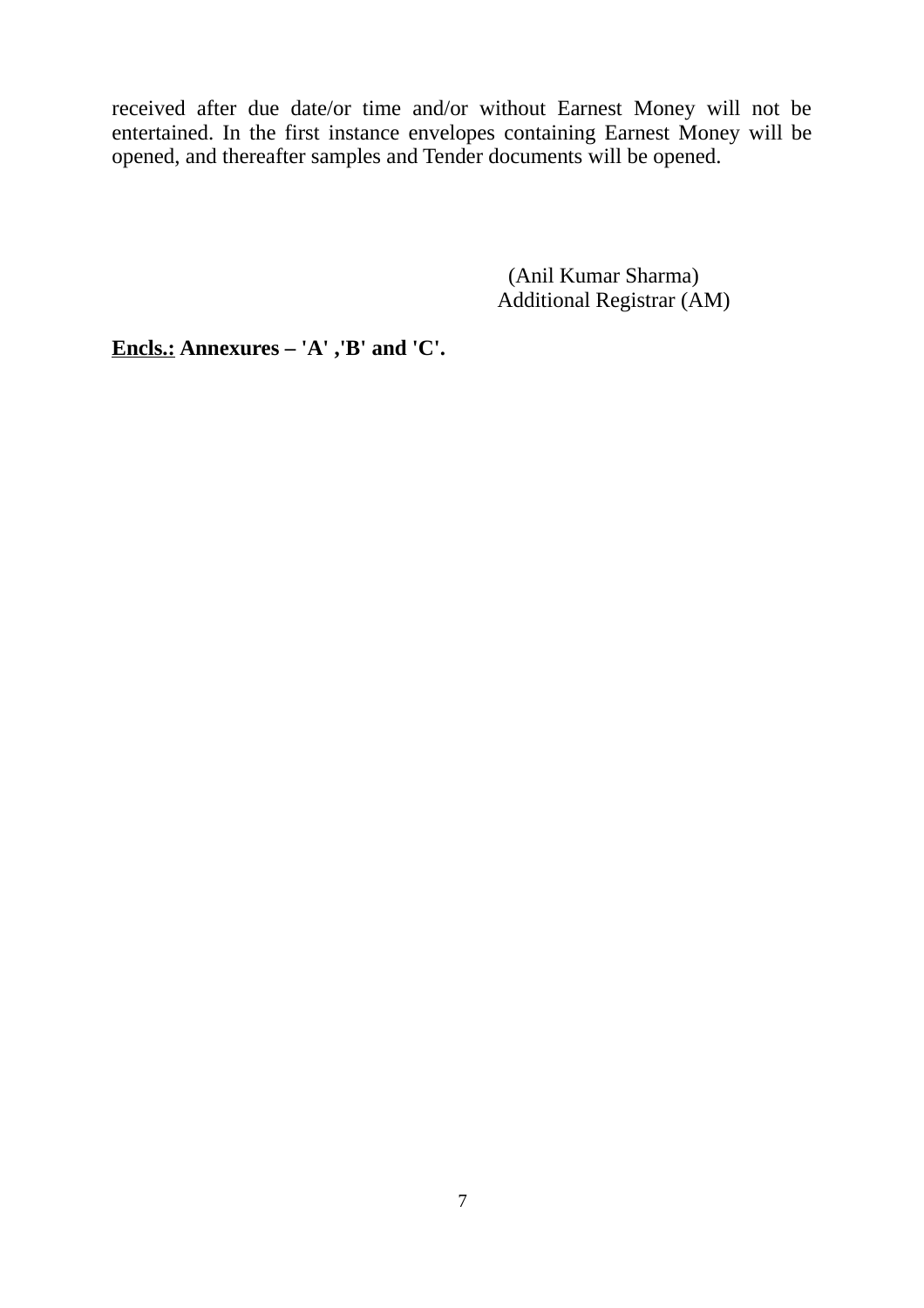received after due date/or time and/or without Earnest Money will not be entertained. In the first instance envelopes containing Earnest Money will be opened, and thereafter samples and Tender documents will be opened.

(Anil Kumar Sharma)
Additional Registrar (AM)

**<u>Encls.:</u> Annexures – 'A' ,'B' and 'C'.**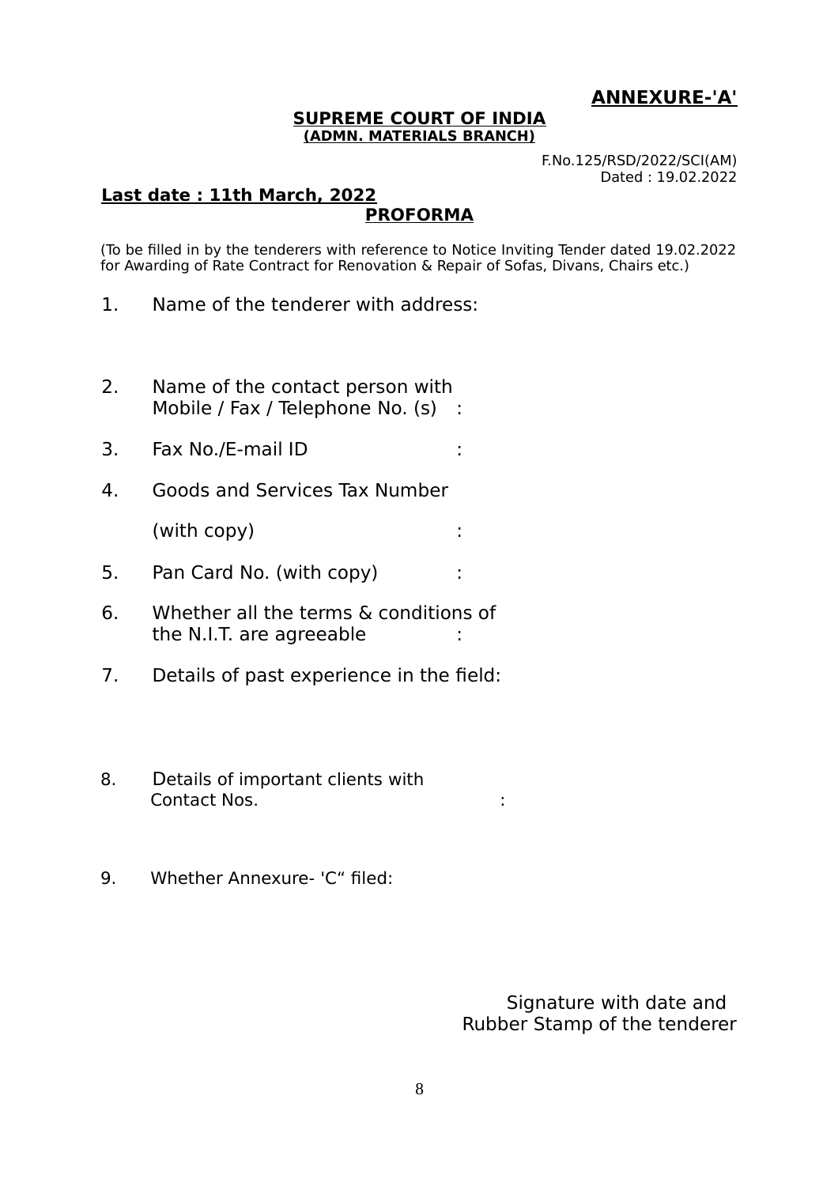**ANNEXURE-'A'**

**SUPREME COURT OF INDIA**
**(ADMN. MATERIALS BRANCH)**

F.No.125/RSD/2022/SCI(AM)
Dated : 19.02.2022

**Last date : 11th March, 2022**

**PROFORMA**

(To be filled in by the tenderers with reference to Notice Inviting Tender dated 19.02.2022 for Awarding of Rate Contract for Renovation & Repair of Sofas, Divans, Chairs etc.)

1. Name of the tenderer with address:

2. Name of the contact person with Mobile / Fax / Telephone No. (s) :

3. Fax No./E-mail ID :

4. Goods and Services Tax Number (with copy) :

5. Pan Card No. (with copy) :

6. Whether all the terms & conditions of the N.I.T. are agreeable :

7. Details of past experience in the field:

8. Details of important clients with Contact Nos. :

9. Whether Annexure- 'C“ filed:

Signature with date and
Rubber Stamp of the tenderer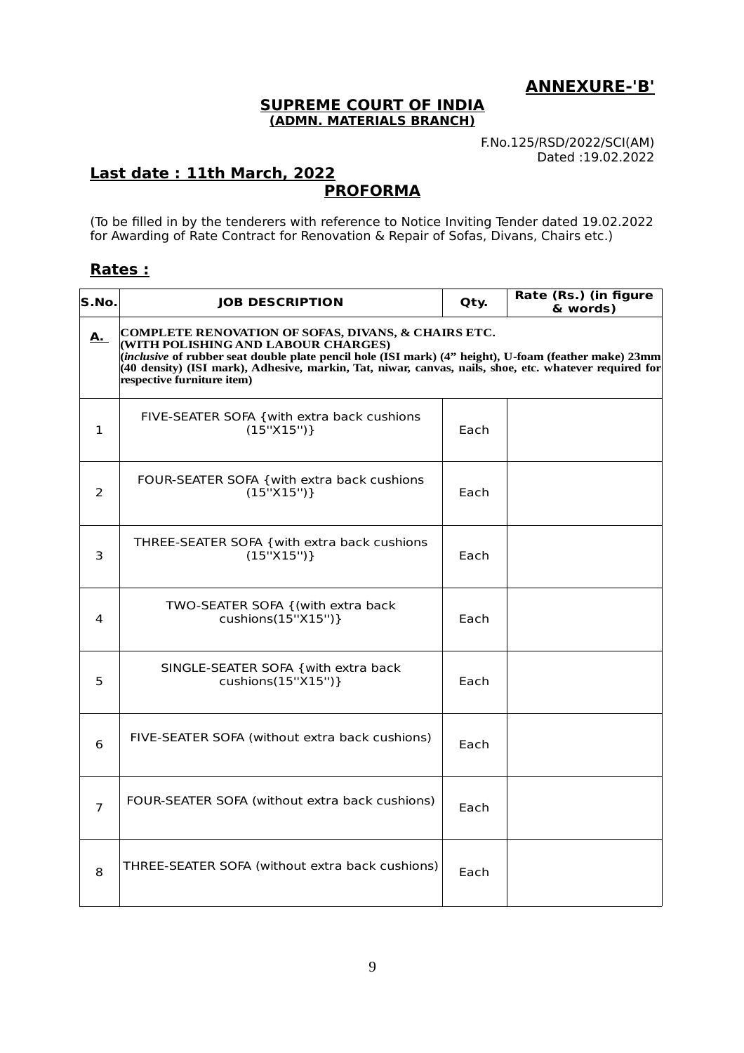## ANNEXURE-'B'

**SUPREME COURT OF INDIA**
**(ADMN. MATERIALS BRANCH)**

F.No.125/RSD/2022/SCI(AM)
Dated :19.02.2022

**Last date : 11th March, 2022**

## PROFORMA

(To be filled in by the tenderers with reference to Notice Inviting Tender dated 19.02.2022 for Awarding of Rate Contract for Renovation & Repair of Sofas, Divans, Chairs etc.)

### Rates :

| S.No. | JOB DESCRIPTION | Qty. | Rate (Rs.) (in figure & words) |
|---|---|---|---|
| **A.** | **COMPLETE RENOVATION OF SOFAS, DIVANS, & CHAIRS ETC. (WITH POLISHING AND LABOUR CHARGES) (*inclusive* of rubber seat double plate pencil hole (ISI mark) (4" height), U-foam (feather make) 23mm (40 density) (ISI mark), Adhesive, markin, Tat, niwar, canvas, nails, shoe, etc. whatever required for respective furniture item)** | | |
| 1 | FIVE-SEATER SOFA {with extra back cushions (15''X15'')} | Each | |
| 2 | FOUR-SEATER SOFA {with extra back cushions (15''X15'')} | Each | |
| 3 | THREE-SEATER SOFA {with extra back cushions (15''X15'')} | Each | |
| 4 | TWO-SEATER SOFA {(with extra back cushions(15''X15'')} | Each | |
| 5 | SINGLE-SEATER SOFA {with extra back cushions(15''X15'')} | Each | |
| 6 | FIVE-SEATER SOFA (without extra back cushions) | Each | |
| 7 | FOUR-SEATER SOFA (without extra back cushions) | Each | |
| 8 | THREE-SEATER SOFA (without extra back cushions) | Each | |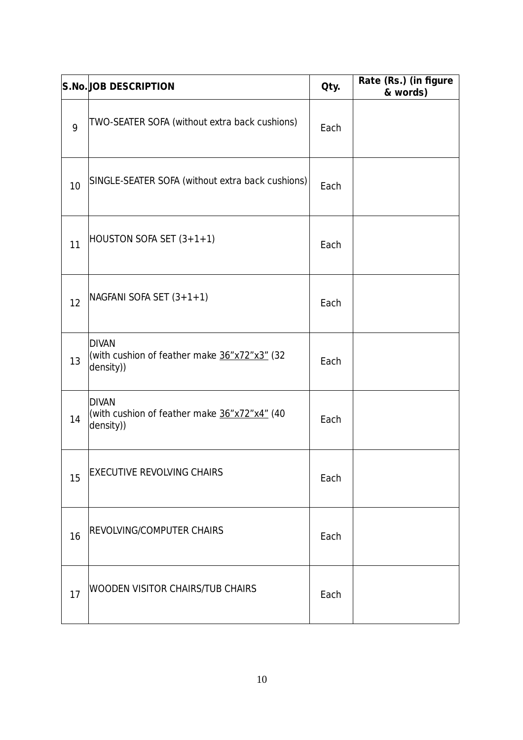| S.No. | JOB DESCRIPTION | Qty. | Rate (Rs.) (in figure & words) |
|---|---|---|---|
| 9 | TWO-SEATER SOFA (without extra back cushions) | Each | |
| 10 | SINGLE-SEATER SOFA (without extra back cushions) | Each | |
| 11 | HOUSTON SOFA SET (3+1+1) | Each | |
| 12 | NAGFANI SOFA SET (3+1+1) | Each | |
| 13 | DIVAN<br>(with cushion of feather make 36”x72”x3” (32 density)) | Each | |
| 14 | DIVAN<br>(with cushion of feather make 36”x72”x4” (40 density)) | Each | |
| 15 | EXECUTIVE REVOLVING CHAIRS | Each | |
| 16 | REVOLVING/COMPUTER CHAIRS | Each | |
| 17 | WOODEN VISITOR CHAIRS/TUB CHAIRS | Each | |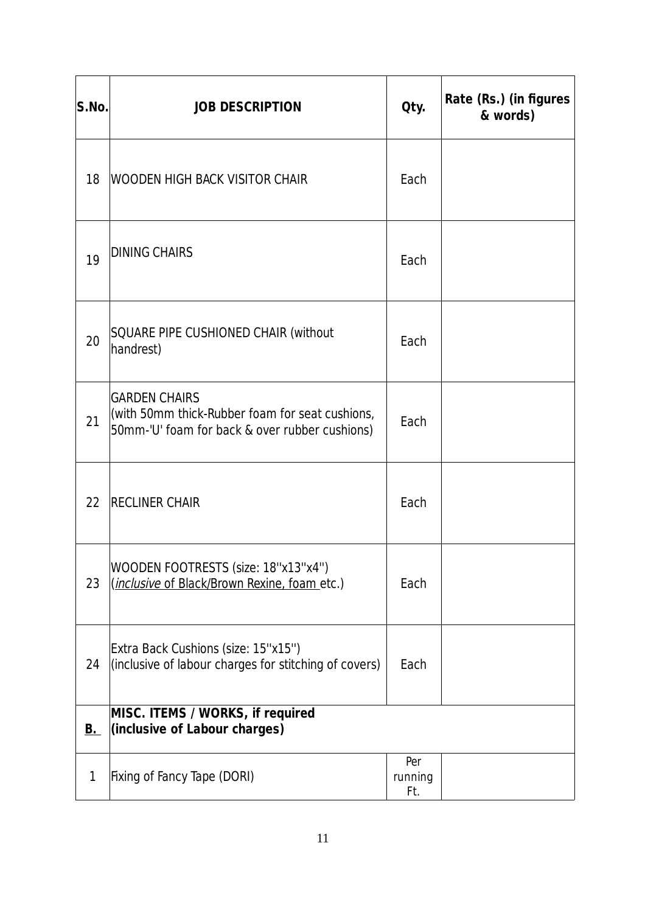| S.No. | JOB DESCRIPTION | Qty. | Rate (Rs.) (in figures & words) |
|---|---|---|---|
| 18 | WOODEN HIGH BACK VISITOR CHAIR | Each | |
| 19 | DINING CHAIRS | Each | |
| 20 | SQUARE PIPE CUSHIONED CHAIR (without handrest) | Each | |
| 21 | GARDEN CHAIRS<br>(with 50mm thick-Rubber foam for seat cushions, 50mm-'U' foam for back & over rubber cushions) | Each | |
| 22 | RECLINER CHAIR | Each | |
| 23 | WOODEN FOOTRESTS (size: 18''x13''x4'')<br>(*inclusive* of Black/Brown Rexine, foam etc.) | Each | |
| 24 | Extra Back Cushions (size: 15''x15'')<br>(inclusive of labour charges for stitching of covers) | Each | |
| **B.** | **MISC. ITEMS / WORKS, if required (inclusive of Labour charges)** | | |
| 1 | Fixing of Fancy Tape (DORI) | Per running Ft. | |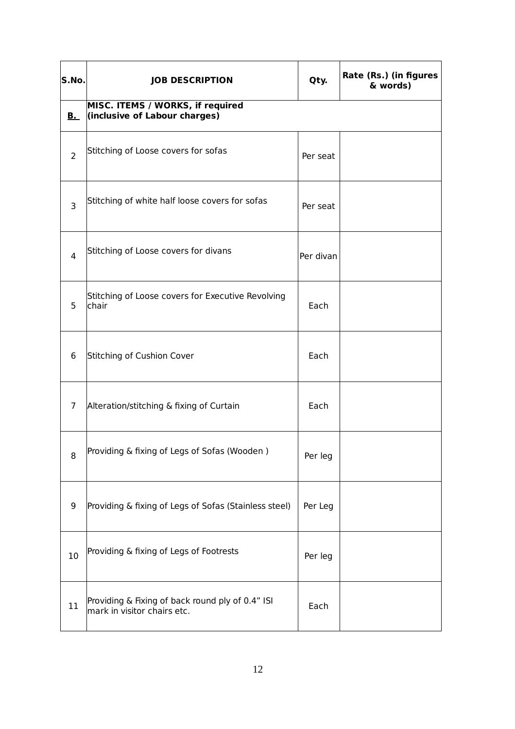| S.No. | JOB DESCRIPTION | Qty. | Rate (Rs.) (in figures & words) |
|---|---|---|---|
| **B.** | **MISC. ITEMS / WORKS, if required (inclusive of Labour charges)** | | |
| 2 | Stitching of Loose covers for sofas | Per seat | |
| 3 | Stitching of white half loose covers for sofas | Per seat | |
| 4 | Stitching of Loose covers for divans | Per divan | |
| 5 | Stitching of Loose covers for Executive Revolving chair | Each | |
| 6 | Stitching of Cushion Cover | Each | |
| 7 | Alteration/stitching & fixing of Curtain | Each | |
| 8 | Providing & fixing of Legs of Sofas (Wooden ) | Per leg | |
| 9 | Providing & fixing of Legs of Sofas (Stainless steel) | Per Leg | |
| 10 | Providing & fixing of Legs of Footrests | Per leg | |
| 11 | Providing & Fixing of back round ply of 0.4” ISI mark in visitor chairs etc. | Each | |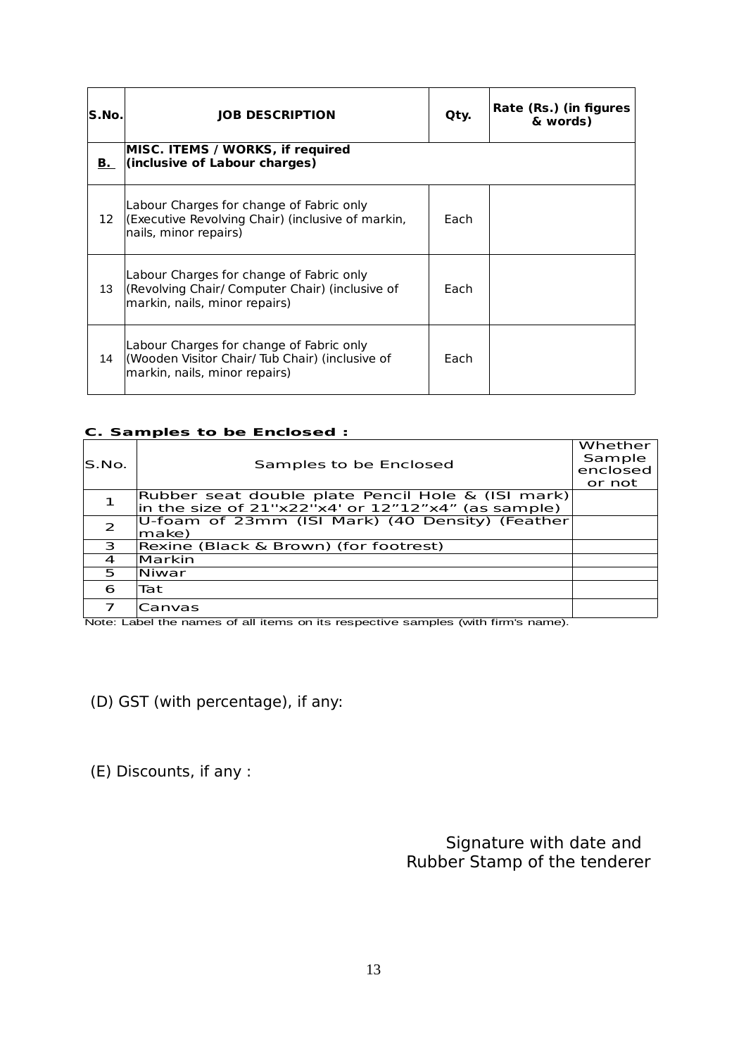| S.No. | JOB DESCRIPTION | Qty. | Rate (Rs.) (in figures & words) |
|---|---|---|---|
| **B.** | **MISC. ITEMS / WORKS, if required (inclusive of Labour charges)** | | |
| 12 | Labour Charges for change of Fabric only (Executive Revolving Chair) (inclusive of markin, nails, minor repairs) | Each | |
| 13 | Labour Charges for change of Fabric only (Revolving Chair/ Computer Chair) (inclusive of markin, nails, minor repairs) | Each | |
| 14 | Labour Charges for change of Fabric only (Wooden Visitor Chair/ Tub Chair) (inclusive of markin, nails, minor repairs) | Each | |

**C. Samples to be Enclosed :**

| S.No. | Samples to be Enclosed | Whether Sample enclosed or not |
|---|---|---|
| 1 | Rubber seat double plate Pencil Hole & (ISI mark) in the size of 21''x22''x4' or 12”12”x4” (as sample) | |
| 2 | U-foam of 23mm (ISI Mark) (40 Density) (Feather make) | |
| 3 | Rexine (Black & Brown) (for footrest) | |
| 4 | Markin | |
| 5 | Niwar | |
| 6 | Tat | |
| 7 | Canvas | |

Note: Label the names of all items on its respective samples (with firm's name).

(D) GST (with percentage), if any:

(E) Discounts, if any :

Signature with date and
Rubber Stamp of the tenderer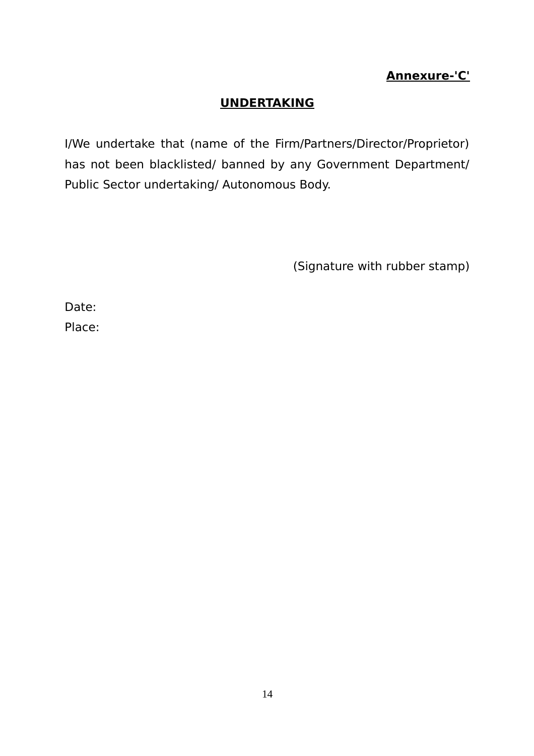**Annexure-'C'**

## UNDERTAKING

I/We undertake that (name of the Firm/Partners/Director/Proprietor) has not been blacklisted/ banned by any Government Department/ Public Sector undertaking/ Autonomous Body.

(Signature with rubber stamp)

Date:
Place: